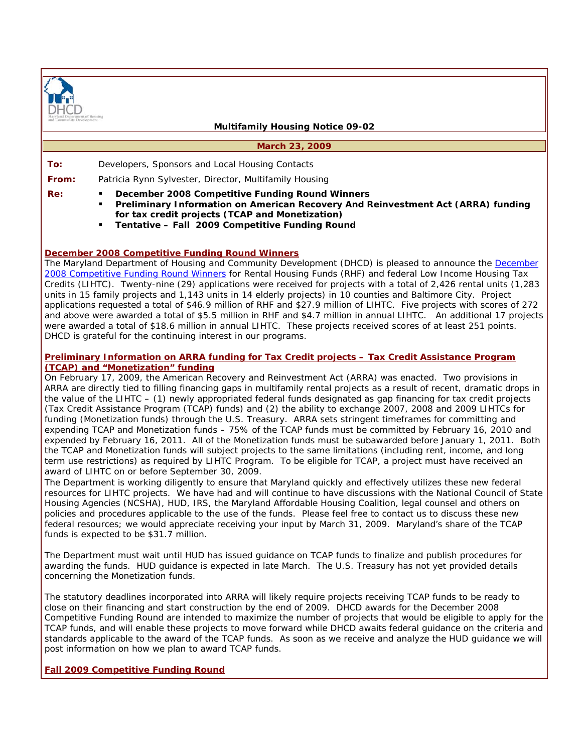DHCD
Maryland Department of Housing and Community Development

**Multifamily Housing Notice 09-02**

**March 23, 2009**

**To:** Developers, Sponsors and Local Housing Contacts

**From:** Patricia Rynn Sylvester, Director, Multifamily Housing

**Re:**
- **December 2008 Competitive Funding Round Winners**
- **Preliminary Information on American Recovery And Reinvestment Act (ARRA) funding for tax credit projects (TCAP and Monetization)**
- **Tentative – Fall 2009 Competitive Funding Round**

## December 2008 Competitive Funding Round Winners

The Maryland Department of Housing and Community Development (DHCD) is pleased to announce the December 2008 Competitive Funding Round Winners for Rental Housing Funds (RHF) and federal Low Income Housing Tax Credits (LIHTC). Twenty-nine (29) applications were received for projects with a total of 2,426 rental units (1,283 units in 15 family projects and 1,143 units in 14 elderly projects) in 10 counties and Baltimore City. Project applications requested a total of $46.9 million of RHF and $27.9 million of LIHTC. Five projects with scores of 272 and above were awarded a total of $5.5 million in RHF and $4.7 million in annual LIHTC. An additional 17 projects were awarded a total of $18.6 million in annual LIHTC. These projects received scores of at least 251 points. DHCD is grateful for the continuing interest in our programs.

## Preliminary Information on ARRA funding for Tax Credit projects – Tax Credit Assistance Program (TCAP) and "Monetization" funding

On February 17, 2009, the American Recovery and Reinvestment Act (ARRA) was enacted. Two provisions in ARRA are directly tied to filling financing gaps in multifamily rental projects as a result of recent, dramatic drops in the value of the LIHTC – (1) newly appropriated federal funds designated as gap financing for tax credit projects (Tax Credit Assistance Program (TCAP) funds) and (2) the ability to exchange 2007, 2008 and 2009 LIHTCs for funding (Monetization funds) through the U.S. Treasury. ARRA sets stringent timeframes for committing and expending TCAP and Monetization funds – 75% of the TCAP funds must be committed by February 16, 2010 and expended by February 16, 2011. All of the Monetization funds must be subawarded before January 1, 2011. Both the TCAP and Monetization funds will subject projects to the same limitations (including rent, income, and long term use restrictions) as required by LIHTC Program. To be eligible for TCAP, a project must have received an award of LIHTC on or before September 30, 2009.

The Department is working diligently to ensure that Maryland quickly and effectively utilizes these new federal resources for LIHTC projects. We have had and will continue to have discussions with the National Council of State Housing Agencies (NCSHA), HUD, IRS, the Maryland Affordable Housing Coalition, legal counsel and others on policies and procedures applicable to the use of the funds. Please feel free to contact us to discuss these new federal resources; we would appreciate receiving your input by March 31, 2009. Maryland's share of the TCAP funds is expected to be $31.7 million.

The Department must wait until HUD has issued guidance on TCAP funds to finalize and publish procedures for awarding the funds. HUD guidance is expected in late March. The U.S. Treasury has not yet provided details concerning the Monetization funds.

The statutory deadlines incorporated into ARRA will likely require projects receiving TCAP funds to be ready to close on their financing and start construction by the end of 2009. DHCD awards for the December 2008 Competitive Funding Round are intended to maximize the number of projects that would be eligible to apply for the TCAP funds, and will enable these projects to move forward while DHCD awaits federal guidance on the criteria and standards applicable to the award of the TCAP funds. As soon as we receive and analyze the HUD guidance we will post information on how we plan to award TCAP funds.

## Fall 2009 Competitive Funding Round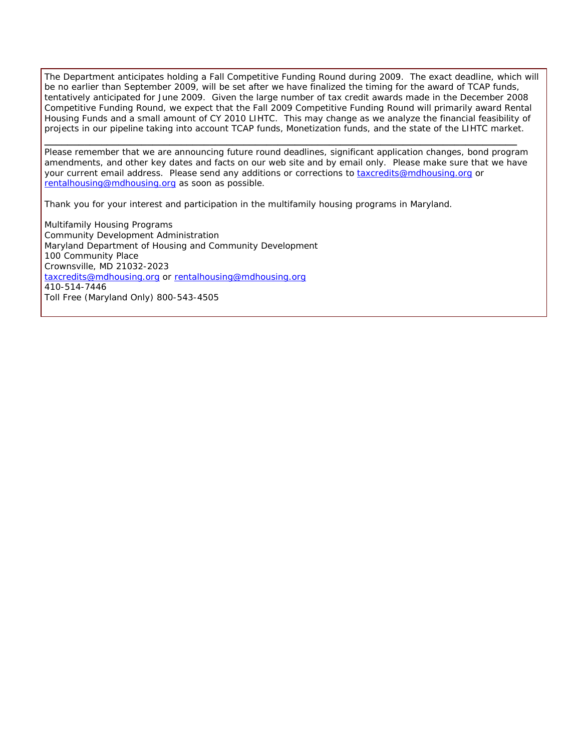The Department anticipates holding a Fall Competitive Funding Round during 2009. The exact deadline, which will be no earlier than September 2009, will be set after we have finalized the timing for the award of TCAP funds, tentatively anticipated for June 2009. Given the large number of tax credit awards made in the December 2008 Competitive Funding Round, we expect that the Fall 2009 Competitive Funding Round will primarily award Rental Housing Funds and a small amount of CY 2010 LIHTC. This may change as we analyze the financial feasibility of projects in our pipeline taking into account TCAP funds, Monetization funds, and the state of the LIHTC market.

---

Please remember that we are announcing future round deadlines, significant application changes, bond program amendments, and other key dates and facts on our web site and by email only. Please make sure that we have your current email address. Please send any additions or corrections to taxcredits@mdhousing.org or rentalhousing@mdhousing.org as soon as possible.

Thank you for your interest and participation in the multifamily housing programs in Maryland.

Multifamily Housing Programs
Community Development Administration
Maryland Department of Housing and Community Development
100 Community Place
Crownsville, MD 21032-2023
taxcredits@mdhousing.org or rentalhousing@mdhousing.org
410-514-7446
Toll Free (Maryland Only) 800-543-4505